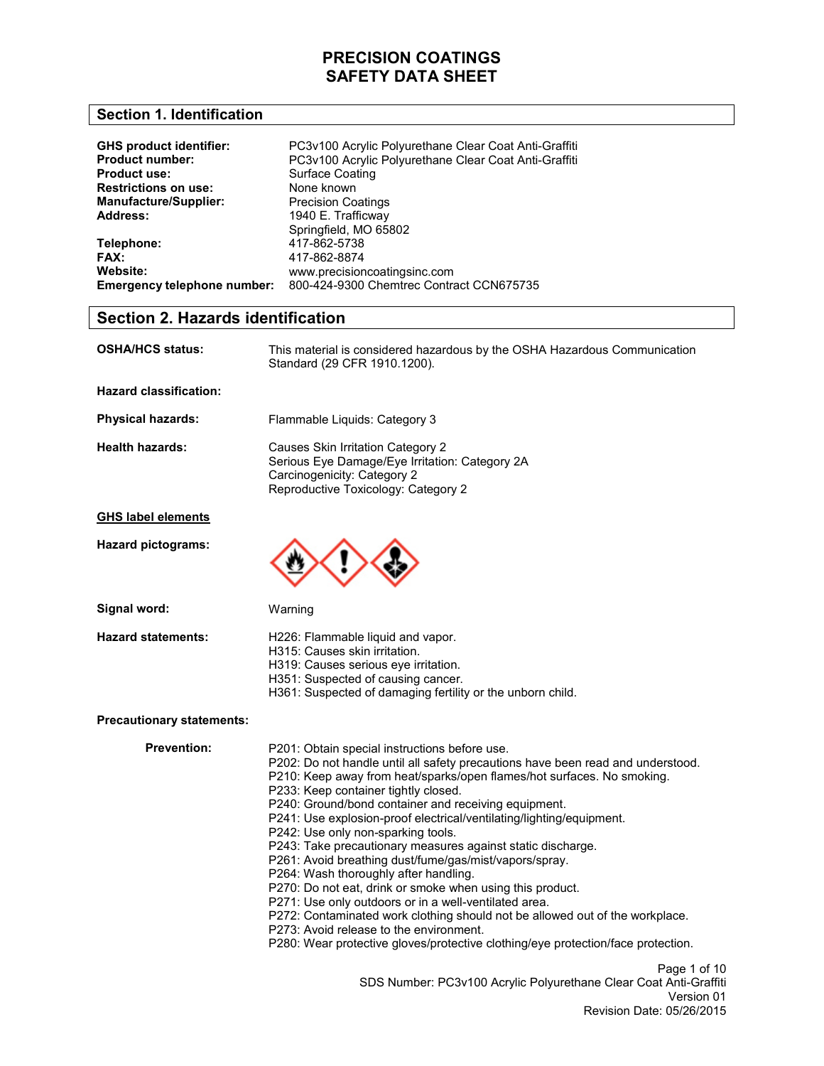# PRECISION COATINGS
# SAFETY DATA SHEET

## Section 1. Identification

| | |
|---|---|
| **GHS product identifier:** | PC3v100 Acrylic Polyurethane Clear Coat Anti-Graffiti |
| **Product number:** | PC3v100 Acrylic Polyurethane Clear Coat Anti-Graffiti |
| **Product use:** | Surface Coating |
| **Restrictions on use:** | None known |
| **Manufacture/Supplier:** | Precision Coatings |
| **Address:** | 1940 E. Trafficway<br>Springfield, MO 65802 |
| **Telephone:** | 417-862-5738 |
| **FAX:** | 417-862-8874 |
| **Website:** | www.precisioncoatingsinc.com |
| **Emergency telephone number:** | 800-424-9300 Chemtrec Contract CCN675735 |

## Section 2. Hazards identification

**OSHA/HCS status:** This material is considered hazardous by the OSHA Hazardous Communication Standard (29 CFR 1910.1200).

**Hazard classification:**

**Physical hazards:** Flammable Liquids: Category 3

**Health hazards:**
Causes Skin Irritation Category 2
Serious Eye Damage/Eye Irritation: Category 2A
Carcinogenicity: Category 2
Reproductive Toxicology: Category 2

**GHS label elements**

**Hazard pictograms:**

**Signal word:** Warning

**Hazard statements:**
H226: Flammable liquid and vapor.
H315: Causes skin irritation.
H319: Causes serious eye irritation.
H351: Suspected of causing cancer.
H361: Suspected of damaging fertility or the unborn child.

**Precautionary statements:**

**Prevention:**
P201: Obtain special instructions before use.
P202: Do not handle until all safety precautions have been read and understood.
P210: Keep away from heat/sparks/open flames/hot surfaces. No smoking.
P233: Keep container tightly closed.
P240: Ground/bond container and receiving equipment.
P241: Use explosion-proof electrical/ventilating/lighting/equipment.
P242: Use only non-sparking tools.
P243: Take precautionary measures against static discharge.
P261: Avoid breathing dust/fume/gas/mist/vapors/spray.
P264: Wash thoroughly after handling.
P270: Do not eat, drink or smoke when using this product.
P271: Use only outdoors or in a well-ventilated area.
P272: Contaminated work clothing should not be allowed out of the workplace.
P273: Avoid release to the environment.
P280: Wear protective gloves/protective clothing/eye protection/face protection.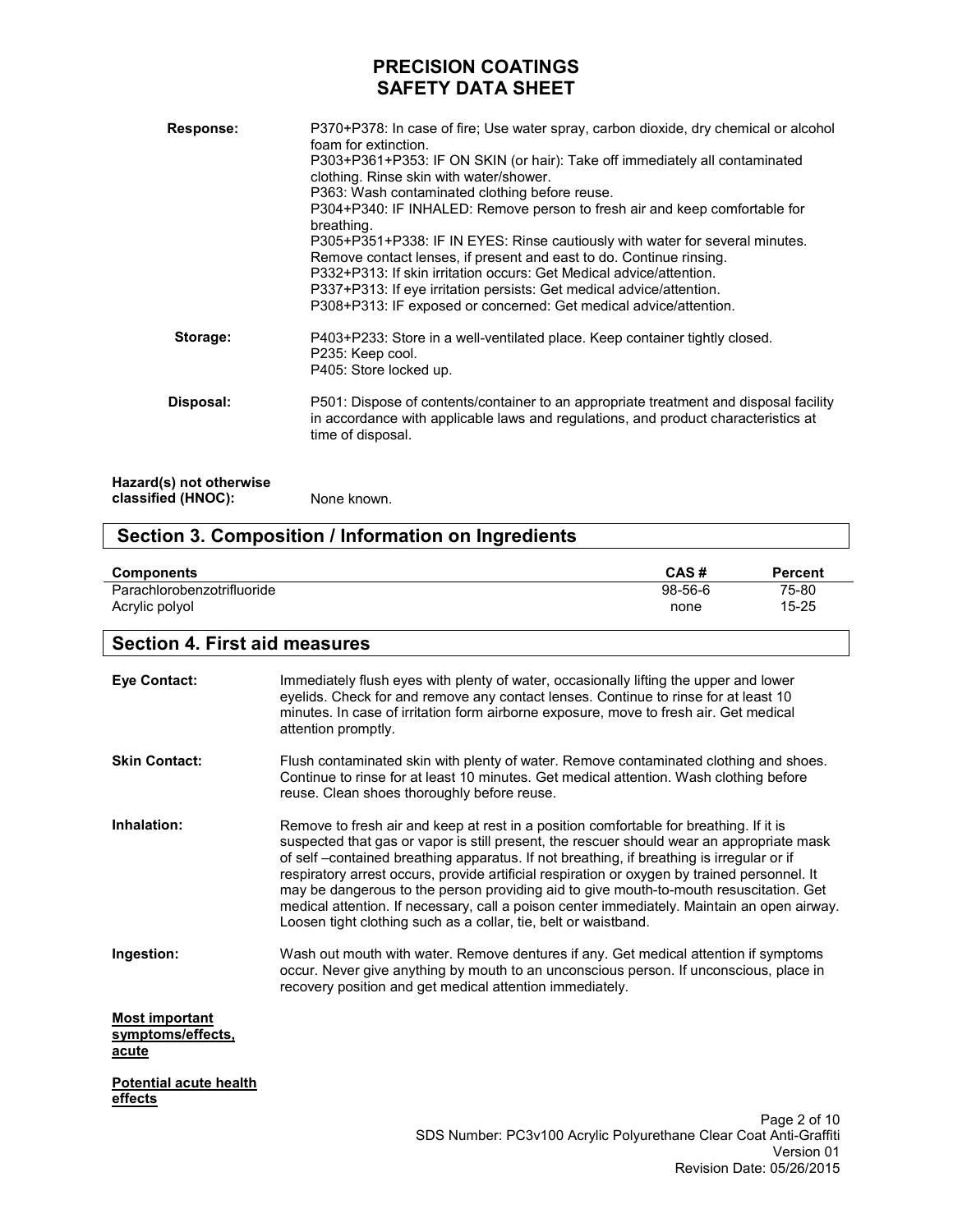**Response:**

P370+P378: In case of fire; Use water spray, carbon dioxide, dry chemical or alcohol foam for extinction.
P303+P361+P353: IF ON SKIN (or hair): Take off immediately all contaminated clothing. Rinse skin with water/shower.
P363: Wash contaminated clothing before reuse.
P304+P340: IF INHALED: Remove person to fresh air and keep comfortable for breathing.
P305+P351+P338: IF IN EYES: Rinse cautiously with water for several minutes. Remove contact lenses, if present and east to do. Continue rinsing.
P332+P313: If skin irritation occurs: Get Medical advice/attention.
P337+P313: If eye irritation persists: Get medical advice/attention.
P308+P313: IF exposed or concerned: Get medical advice/attention.

**Storage:**

P403+P233: Store in a well-ventilated place. Keep container tightly closed.
P235: Keep cool.
P405: Store locked up.

**Disposal:**

P501: Dispose of contents/container to an appropriate treatment and disposal facility in accordance with applicable laws and regulations, and product characteristics at time of disposal.

**Hazard(s) not otherwise classified (HNOC):** None known.

## Section 3. Composition / Information on Ingredients

| Components | CAS # | Percent |
|---|---|---|
| Parachlorobenzotrifluoride | 98-56-6 | 75-80 |
| Acrylic polyol | none | 15-25 |

## Section 4. First aid measures

**Eye Contact:** Immediately flush eyes with plenty of water, occasionally lifting the upper and lower eyelids. Check for and remove any contact lenses. Continue to rinse for at least 10 minutes. In case of irritation form airborne exposure, move to fresh air. Get medical attention promptly.

**Skin Contact:** Flush contaminated skin with plenty of water. Remove contaminated clothing and shoes. Continue to rinse for at least 10 minutes. Get medical attention. Wash clothing before reuse. Clean shoes thoroughly before reuse.

**Inhalation:** Remove to fresh air and keep at rest in a position comfortable for breathing. If it is suspected that gas or vapor is still present, the rescuer should wear an appropriate mask of self –contained breathing apparatus. If not breathing, if breathing is irregular or if respiratory arrest occurs, provide artificial respiration or oxygen by trained personnel. It may be dangerous to the person providing aid to give mouth-to-mouth resuscitation. Get medical attention. If necessary, call a poison center immediately. Maintain an open airway. Loosen tight clothing such as a collar, tie, belt or waistband.

**Ingestion:** Wash out mouth with water. Remove dentures if any. Get medical attention if symptoms occur. Never give anything by mouth to an unconscious person. If unconscious, place in recovery position and get medical attention immediately.

**Most important symptoms/effects, acute**

**Potential acute health effects**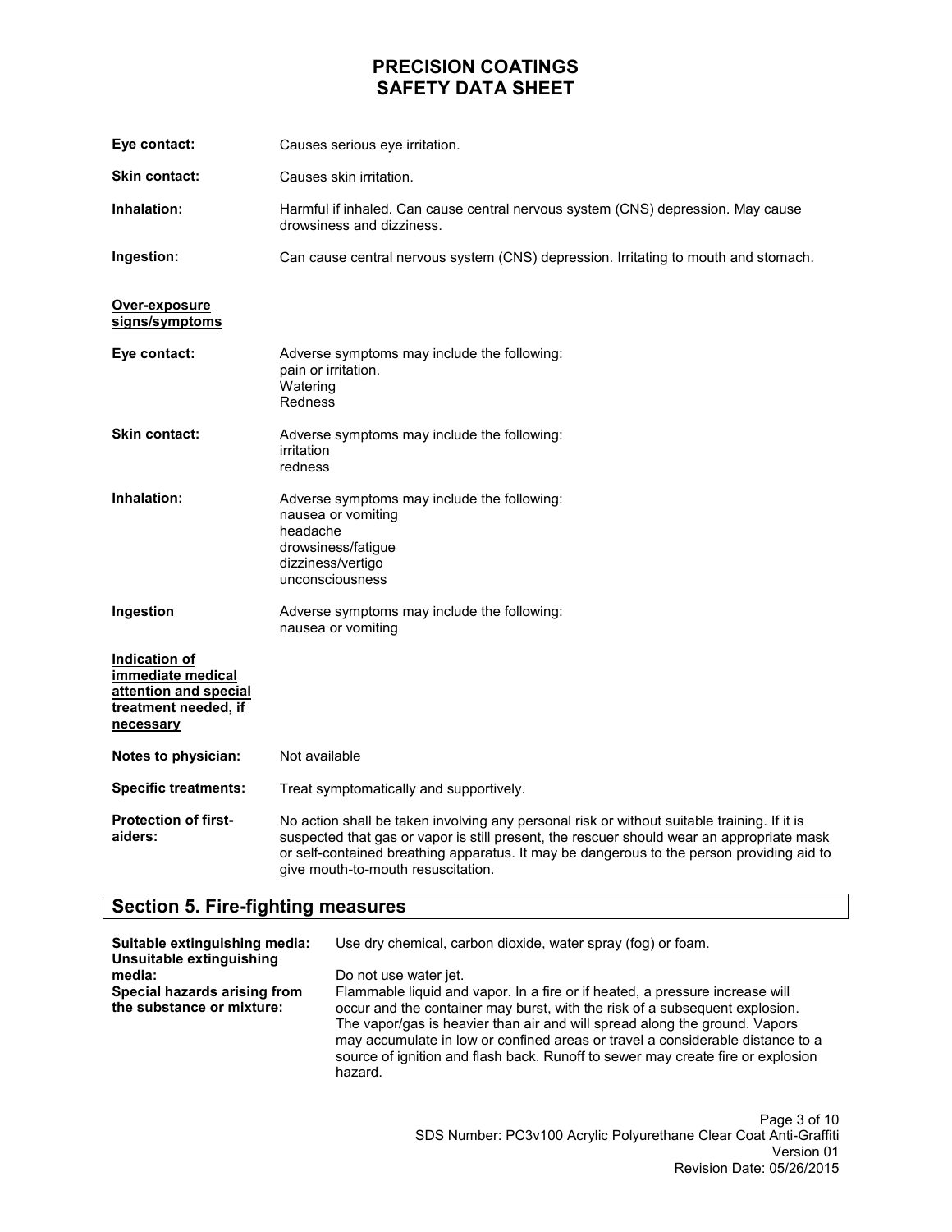**Eye contact:** Causes serious eye irritation.

**Skin contact:** Causes skin irritation.

**Inhalation:** Harmful if inhaled. Can cause central nervous system (CNS) depression. May cause drowsiness and dizziness.

**Ingestion:** Can cause central nervous system (CNS) depression. Irritating to mouth and stomach.

**Over-exposure signs/symptoms**

**Eye contact:** Adverse symptoms may include the following:
pain or irritation.
Watering
Redness

**Skin contact:** Adverse symptoms may include the following:
irritation
redness

**Inhalation:** Adverse symptoms may include the following:
nausea or vomiting
headache
drowsiness/fatigue
dizziness/vertigo
unconsciousness

**Ingestion** Adverse symptoms may include the following:
nausea or vomiting

**Indication of immediate medical attention and special treatment needed, if necessary**

**Notes to physician:** Not available

**Specific treatments:** Treat symptomatically and supportively.

**Protection of first-aiders:** No action shall be taken involving any personal risk or without suitable training. If it is suspected that gas or vapor is still present, the rescuer should wear an appropriate mask or self-contained breathing apparatus. It may be dangerous to the person providing aid to give mouth-to-mouth resuscitation.

## Section 5. Fire-fighting measures

**Suitable extinguishing media:** Use dry chemical, carbon dioxide, water spray (fog) or foam.

**Unsuitable extinguishing media:** Do not use water jet.

**Special hazards arising from the substance or mixture:** Flammable liquid and vapor. In a fire or if heated, a pressure increase will occur and the container may burst, with the risk of a subsequent explosion. The vapor/gas is heavier than air and will spread along the ground. Vapors may accumulate in low or confined areas or travel a considerable distance to a source of ignition and flash back. Runoff to sewer may create fire or explosion hazard.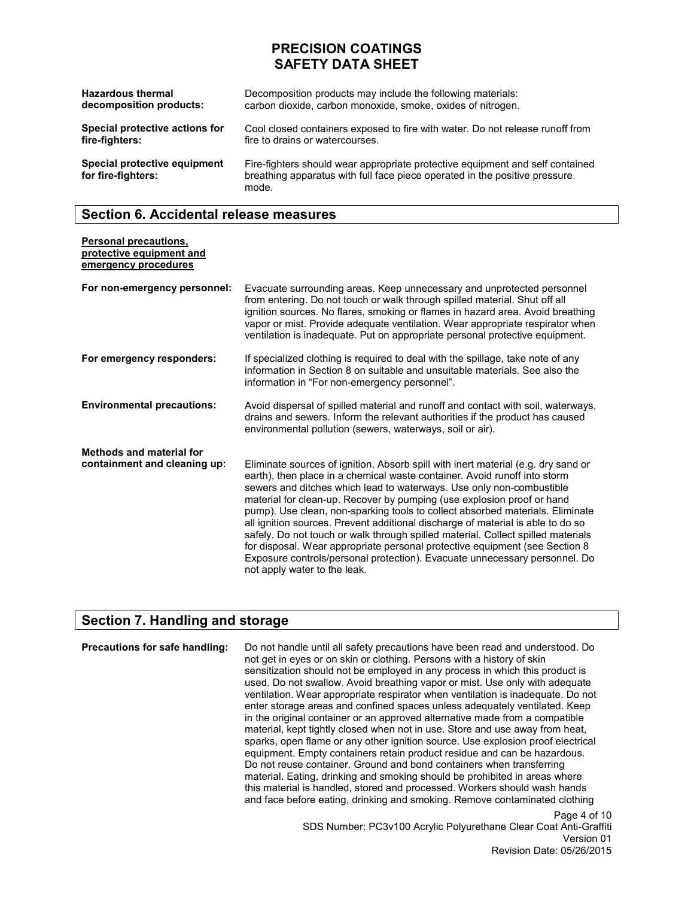**Hazardous thermal decomposition products:** Decomposition products may include the following materials: carbon dioxide, carbon monoxide, smoke, oxides of nitrogen.

**Special protective actions for fire-fighters:** Cool closed containers exposed to fire with water. Do not release runoff from fire to drains or watercourses.

**Special protective equipment for fire-fighters:** Fire-fighters should wear appropriate protective equipment and self contained breathing apparatus with full face piece operated in the positive pressure mode.

## Section 6. Accidental release measures

**Personal precautions, protective equipment and emergency procedures**

**For non-emergency personnel:** Evacuate surrounding areas. Keep unnecessary and unprotected personnel from entering. Do not touch or walk through spilled material. Shut off all ignition sources. No flares, smoking or flames in hazard area. Avoid breathing vapor or mist. Provide adequate ventilation. Wear appropriate respirator when ventilation is inadequate. Put on appropriate personal protective equipment.

**For emergency responders:** If specialized clothing is required to deal with the spillage, take note of any information in Section 8 on suitable and unsuitable materials. See also the information in "For non-emergency personnel".

**Environmental precautions:** Avoid dispersal of spilled material and runoff and contact with soil, waterways, drains and sewers. Inform the relevant authorities if the product has caused environmental pollution (sewers, waterways, soil or air).

**Methods and material for containment and cleaning up:** Eliminate sources of ignition. Absorb spill with inert material (e.g. dry sand or earth), then place in a chemical waste container. Avoid runoff into storm sewers and ditches which lead to waterways. Use only non-combustible material for clean-up. Recover by pumping (use explosion proof or hand pump). Use clean, non-sparking tools to collect absorbed materials. Eliminate all ignition sources. Prevent additional discharge of material is able to do so safely. Do not touch or walk through spilled material. Collect spilled materials for disposal. Wear appropriate personal protective equipment (see Section 8 Exposure controls/personal protection). Evacuate unnecessary personnel. Do not apply water to the leak.

## Section 7. Handling and storage

**Precautions for safe handling:** Do not handle until all safety precautions have been read and understood. Do not get in eyes or on skin or clothing. Persons with a history of skin sensitization should not be employed in any process in which this product is used. Do not swallow. Avoid breathing vapor or mist. Use only with adequate ventilation. Wear appropriate respirator when ventilation is inadequate. Do not enter storage areas and confined spaces unless adequately ventilated. Keep in the original container or an approved alternative made from a compatible material, kept tightly closed when not in use. Store and use away from heat, sparks, open flame or any other ignition source. Use explosion proof electrical equipment. Empty containers retain product residue and can be hazardous. Do not reuse container. Ground and bond containers when transferring material. Eating, drinking and smoking should be prohibited in areas where this material is handled, stored and processed. Workers should wash hands and face before eating, drinking and smoking. Remove contaminated clothing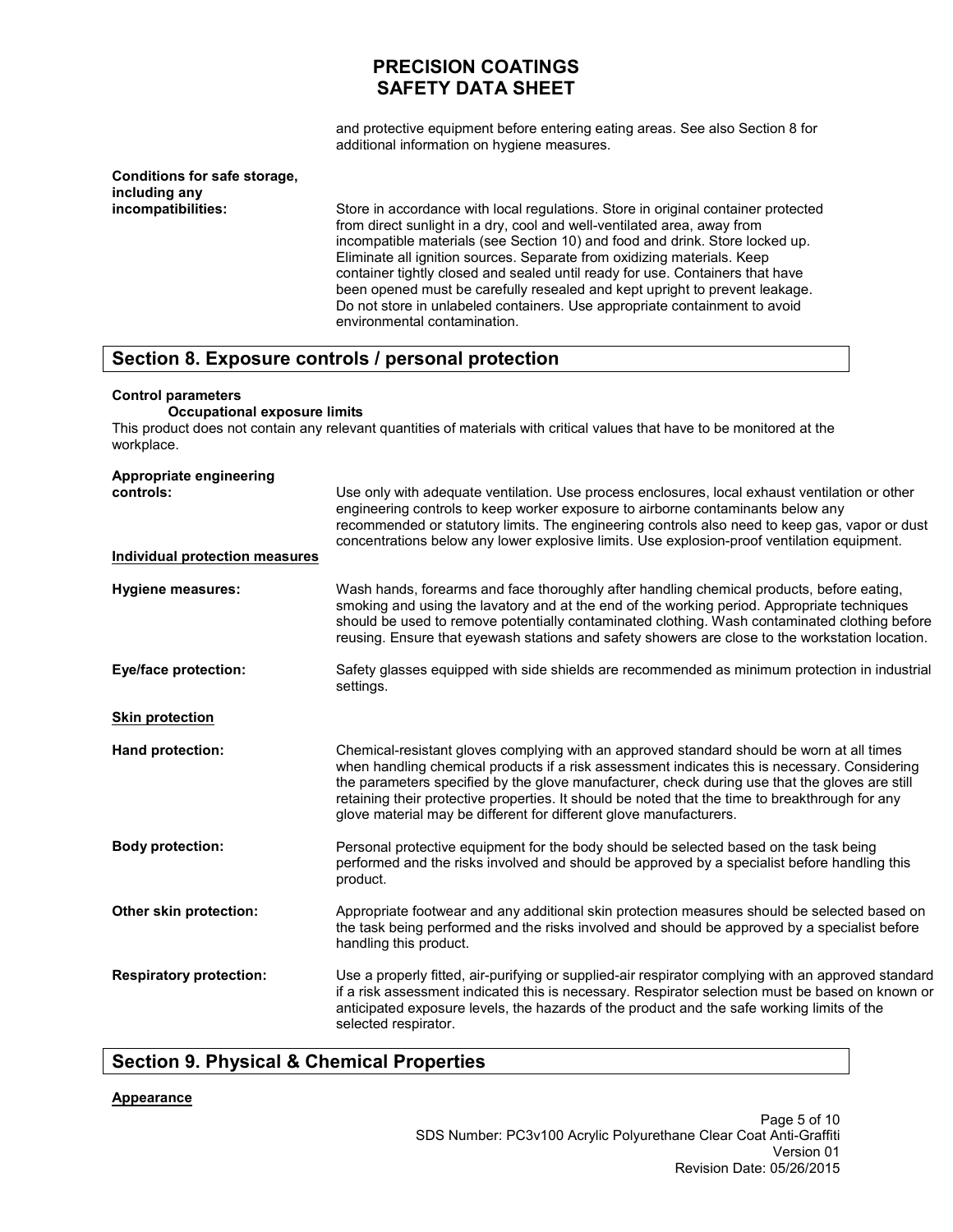and protective equipment before entering eating areas. See also Section 8 for additional information on hygiene measures.

**Conditions for safe storage, including any incompatibilities:** Store in accordance with local regulations. Store in original container protected from direct sunlight in a dry, cool and well-ventilated area, away from incompatible materials (see Section 10) and food and drink. Store locked up. Eliminate all ignition sources. Separate from oxidizing materials. Keep container tightly closed and sealed until ready for use. Containers that have been opened must be carefully resealed and kept upright to prevent leakage. Do not store in unlabeled containers. Use appropriate containment to avoid environmental contamination.

## Section 8. Exposure controls / personal protection

**Control parameters**

**Occupational exposure limits**

This product does not contain any relevant quantities of materials with critical values that have to be monitored at the workplace.

**Appropriate engineering controls:** Use only with adequate ventilation. Use process enclosures, local exhaust ventilation or other engineering controls to keep worker exposure to airborne contaminants below any recommended or statutory limits. The engineering controls also need to keep gas, vapor or dust concentrations below any lower explosive limits. Use explosion-proof ventilation equipment.

**Individual protection measures**

**Hygiene measures:** Wash hands, forearms and face thoroughly after handling chemical products, before eating, smoking and using the lavatory and at the end of the working period. Appropriate techniques should be used to remove potentially contaminated clothing. Wash contaminated clothing before reusing. Ensure that eyewash stations and safety showers are close to the workstation location.

**Eye/face protection:** Safety glasses equipped with side shields are recommended as minimum protection in industrial settings.

**Skin protection**

**Hand protection:** Chemical-resistant gloves complying with an approved standard should be worn at all times when handling chemical products if a risk assessment indicates this is necessary. Considering the parameters specified by the glove manufacturer, check during use that the gloves are still retaining their protective properties. It should be noted that the time to breakthrough for any glove material may be different for different glove manufacturers.

**Body protection:** Personal protective equipment for the body should be selected based on the task being performed and the risks involved and should be approved by a specialist before handling this product.

**Other skin protection:** Appropriate footwear and any additional skin protection measures should be selected based on the task being performed and the risks involved and should be approved by a specialist before handling this product.

**Respiratory protection:** Use a properly fitted, air-purifying or supplied-air respirator complying with an approved standard if a risk assessment indicated this is necessary. Respirator selection must be based on known or anticipated exposure levels, the hazards of the product and the safe working limits of the selected respirator.

## Section 9. Physical & Chemical Properties

**Appearance**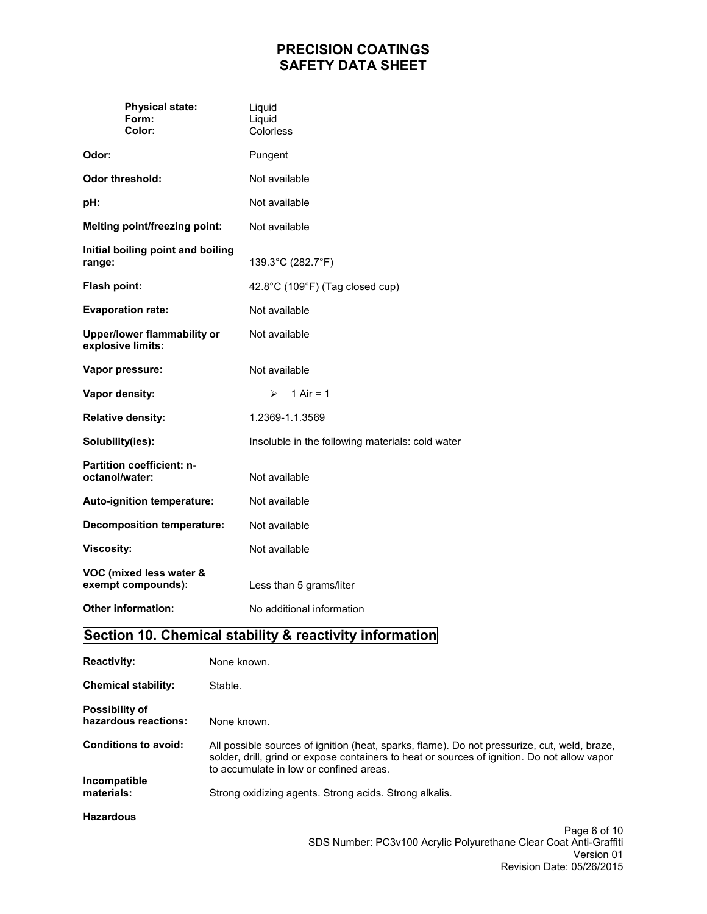| | |
|---|---|
| **Physical state:** | Liquid |
| **Form:** | Liquid |
| **Color:** | Colorless |
| **Odor:** | Pungent |
| **Odor threshold:** | Not available |
| **pH:** | Not available |
| **Melting point/freezing point:** | Not available |
| **Initial boiling point and boiling range:** | 139.3°C (282.7°F) |
| **Flash point:** | 42.8°C (109°F) (Tag closed cup) |
| **Evaporation rate:** | Not available |
| **Upper/lower flammability or explosive limits:** | Not available |
| **Vapor pressure:** | Not available |
| **Vapor density:** | ➢ 1 Air = 1 |
| **Relative density:** | 1.2369-1.1.3569 |
| **Solubility(ies):** | Insoluble in the following materials: cold water |
| **Partition coefficient: n-octanol/water:** | Not available |
| **Auto-ignition temperature:** | Not available |
| **Decomposition temperature:** | Not available |
| **Viscosity:** | Not available |
| **VOC (mixed less water & exempt compounds):** | Less than 5 grams/liter |
| **Other information:** | No additional information |

## Section 10. Chemical stability & reactivity information

| | |
|---|---|
| **Reactivity:** | None known. |
| **Chemical stability:** | Stable. |
| **Possibility of hazardous reactions:** | None known. |
| **Conditions to avoid:** | All possible sources of ignition (heat, sparks, flame). Do not pressurize, cut, weld, braze, solder, drill, grind or expose containers to heat or sources of ignition. Do not allow vapor to accumulate in low or confined areas. |
| **Incompatible materials:** | Strong oxidizing agents. Strong acids. Strong alkalis. |

**Hazardous**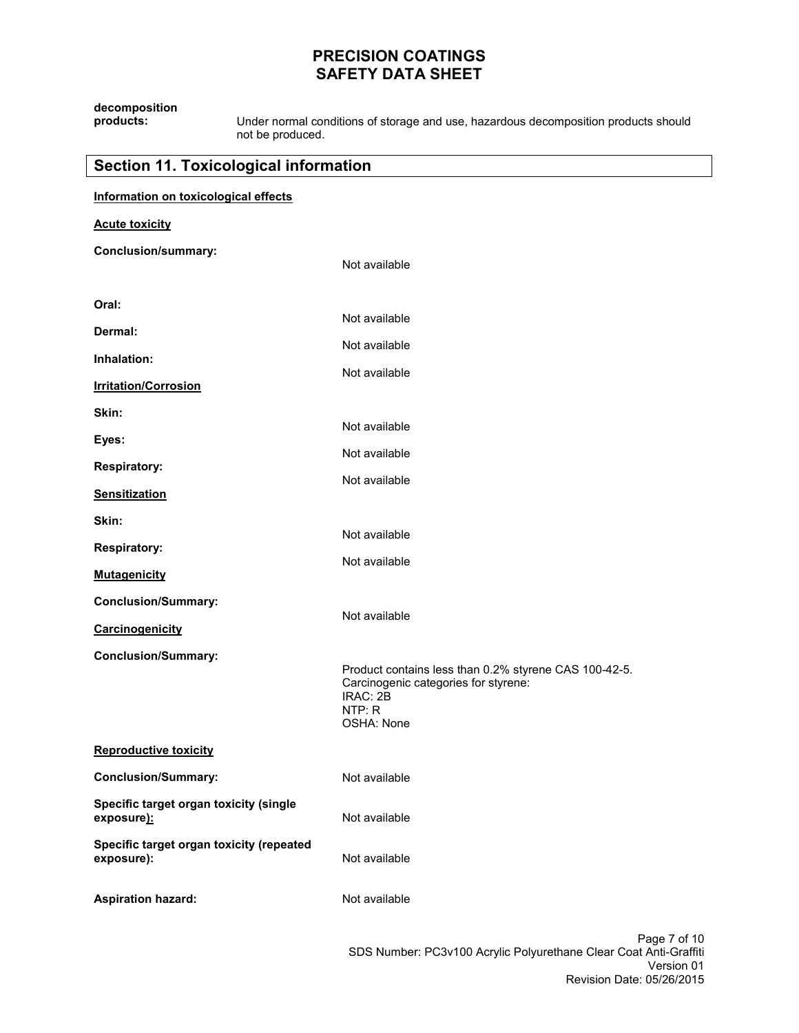**decomposition products:** Under normal conditions of storage and use, hazardous decomposition products should not be produced.

## Section 11. Toxicological information

**Information on toxicological effects**

**Acute toxicity**

**Conclusion/summary:** Not available

**Oral:** Not available

**Dermal:** Not available

**Inhalation:** Not available

**Irritation/Corrosion**

**Skin:** Not available

**Eyes:** Not available

**Respiratory:** Not available

**Sensitization**

**Skin:** Not available

**Respiratory:** Not available

**Mutagenicity**

**Conclusion/Summary:** Not available

**Carcinogenicity**

**Conclusion/Summary:**

Product contains less than 0.2% styrene CAS 100-42-5.
Carcinogenic categories for styrene:
IRAC: 2B
NTP: R
OSHA: None

**Reproductive toxicity**

**Conclusion/Summary:** Not available

**Specific target organ toxicity (single exposure):** Not available

**Specific target organ toxicity (repeated exposure):** Not available

**Aspiration hazard:** Not available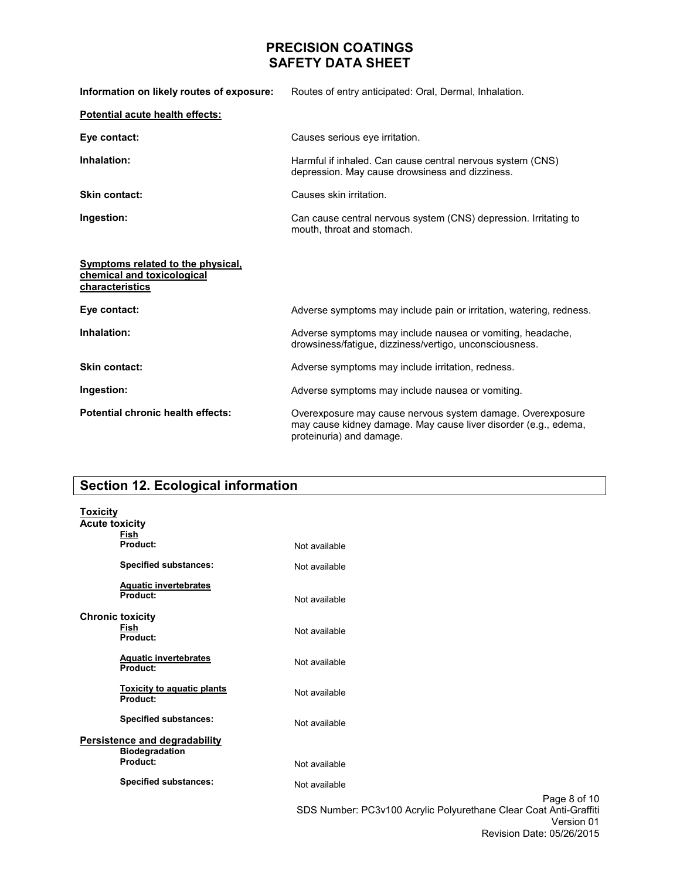| | |
|---|---|
| **Information on likely routes of exposure:** | Routes of entry anticipated: Oral, Dermal, Inhalation. |

**Potential acute health effects:**

| | |
|---|---|
| **Eye contact:** | Causes serious eye irritation. |
| **Inhalation:** | Harmful if inhaled. Can cause central nervous system (CNS) depression. May cause drowsiness and dizziness. |
| **Skin contact:** | Causes skin irritation. |
| **Ingestion:** | Can cause central nervous system (CNS) depression. Irritating to mouth, throat and stomach. |

**Symptoms related to the physical, chemical and toxicological characteristics**

| | |
|---|---|
| **Eye contact:** | Adverse symptoms may include pain or irritation, watering, redness. |
| **Inhalation:** | Adverse symptoms may include nausea or vomiting, headache, drowsiness/fatigue, dizziness/vertigo, unconsciousness. |
| **Skin contact:** | Adverse symptoms may include irritation, redness. |
| **Ingestion:** | Adverse symptoms may include nausea or vomiting. |
| **Potential chronic health effects:** | Overexposure may cause nervous system damage. Overexposure may cause kidney damage. May cause liver disorder (e.g., edema, proteinuria) and damage. |

## Section 12. Ecological information

**Toxicity**

**Acute toxicity**

**Fish**

| | |
|---|---|
| **Product:** | Not available |
| **Specified substances:** | Not available |

**Aquatic invertebrates**

| | |
|---|---|
| **Product:** | Not available |

**Chronic toxicity**

**Fish**

| | |
|---|---|
| **Product:** | Not available |

**Aquatic invertebrates**

| | |
|---|---|
| **Product:** | Not available |

**Toxicity to aquatic plants**

| | |
|---|---|
| **Product:** | Not available |
| **Specified substances:** | Not available |

**Persistence and degradability**

**Biodegradation**

| | |
|---|---|
| **Product:** | Not available |
| **Specified substances:** | Not available |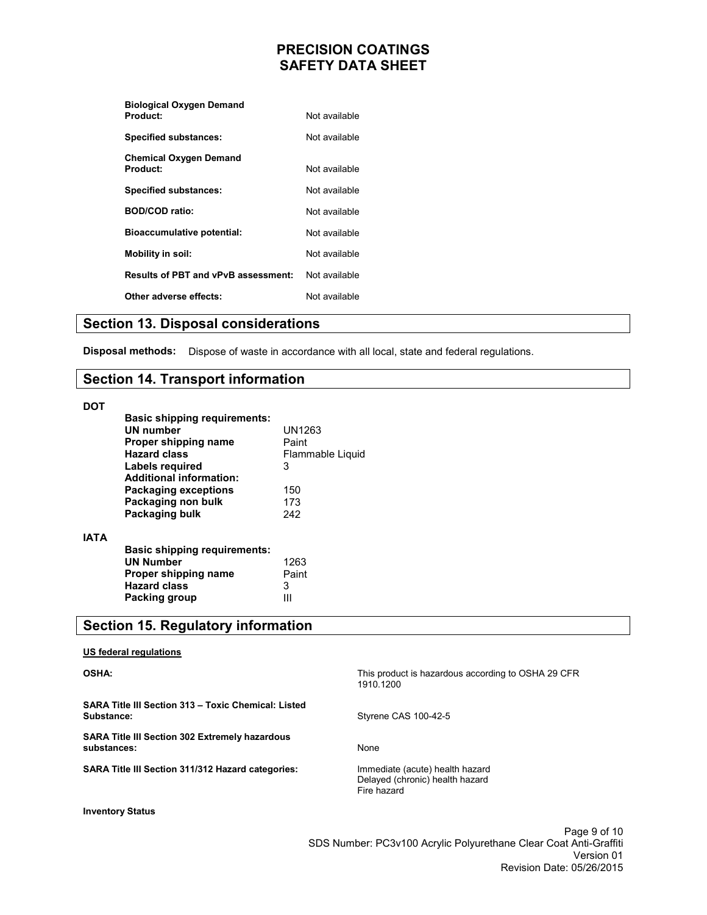| | |
|---|---|
| **Biological Oxygen Demand Product:** | Not available |
| **Specified substances:** | Not available |
| **Chemical Oxygen Demand Product:** | Not available |
| **Specified substances:** | Not available |
| **BOD/COD ratio:** | Not available |
| **Bioaccumulative potential:** | Not available |
| **Mobility in soil:** | Not available |
| **Results of PBT and vPvB assessment:** | Not available |
| **Other adverse effects:** | Not available |

## Section 13. Disposal considerations

**Disposal methods:** Dispose of waste in accordance with all local, state and federal regulations.

## Section 14. Transport information

**DOT**

| | |
|---|---|
| **Basic shipping requirements:** | |
| **UN number** | UN1263 |
| **Proper shipping name** | Paint |
| **Hazard class** | Flammable Liquid |
| **Labels required** | 3 |
| **Additional information:** | |
| **Packaging exceptions** | 150 |
| **Packaging non bulk** | 173 |
| **Packaging bulk** | 242 |

**IATA**

| | |
|---|---|
| **Basic shipping requirements:** | |
| **UN Number** | 1263 |
| **Proper shipping name** | Paint |
| **Hazard class** | 3 |
| **Packing group** | III |

## Section 15. Regulatory information

**US federal regulations**

| | |
|---|---|
| **OSHA:** | This product is hazardous according to OSHA 29 CFR 1910.1200 |
| **SARA Title III Section 313 – Toxic Chemical: Listed Substance:** | Styrene CAS 100-42-5 |
| **SARA Title III Section 302 Extremely hazardous substances:** | None |
| **SARA Title III Section 311/312 Hazard categories:** | Immediate (acute) health hazard<br>Delayed (chronic) health hazard<br>Fire hazard |

**Inventory Status**

SDS Number: PC3v100 Acrylic Polyurethane Clear Coat Anti-Graffiti
Version 01
Revision Date: 05/26/2015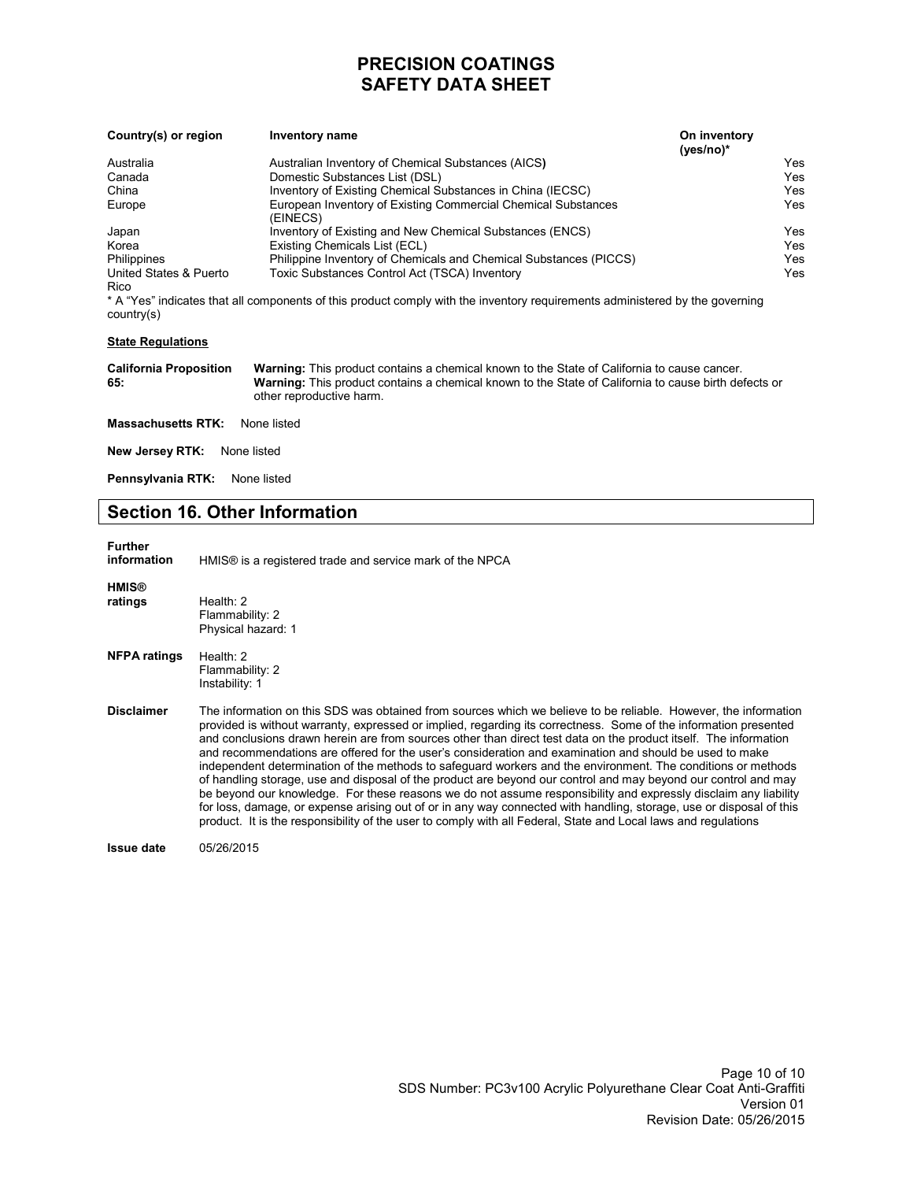| Country(s) or region | Inventory name | On inventory (yes/no)* |
| --- | --- | --- |
| Australia | Australian Inventory of Chemical Substances (AICS**)** | Yes |
| Canada | Domestic Substances List (DSL) | Yes |
| China | Inventory of Existing Chemical Substances in China (IECSC) | Yes |
| Europe | European Inventory of Existing Commercial Chemical Substances (EINECS) | Yes |
| Japan | Inventory of Existing and New Chemical Substances (ENCS) | Yes |
| Korea | Existing Chemicals List (ECL) | Yes |
| Philippines | Philippine Inventory of Chemicals and Chemical Substances (PICCS) | Yes |
| United States & Puerto Rico | Toxic Substances Control Act (TSCA) Inventory | Yes |

* A "Yes" indicates that all components of this product comply with the inventory requirements administered by the governing country(s)

**State Regulations**

**California Proposition 65:** **Warning:** This product contains a chemical known to the State of California to cause cancer.
**Warning:** This product contains a chemical known to the State of California to cause birth defects or other reproductive harm.

**Massachusetts RTK:** None listed

**New Jersey RTK:** None listed

**Pennsylvania RTK:** None listed

## Section 16. Other Information

**Further information** HMIS® is a registered trade and service mark of the NPCA

**HMIS® ratings**
Health: 2
Flammability: 2
Physical hazard: 1

**NFPA ratings**
Health: 2
Flammability: 2
Instability: 1

**Disclaimer** The information on this SDS was obtained from sources which we believe to be reliable. However, the information provided is without warranty, expressed or implied, regarding its correctness. Some of the information presented and conclusions drawn herein are from sources other than direct test data on the product itself. The information and recommendations are offered for the user's consideration and examination and should be used to make independent determination of the methods to safeguard workers and the environment. The conditions or methods of handling storage, use and disposal of the product are beyond our control and may beyond our control and may be beyond our knowledge. For these reasons we do not assume responsibility and expressly disclaim any liability for loss, damage, or expense arising out of or in any way connected with handling, storage, use or disposal of this product. It is the responsibility of the user to comply with all Federal, State and Local laws and regulations

**Issue date** 05/26/2015